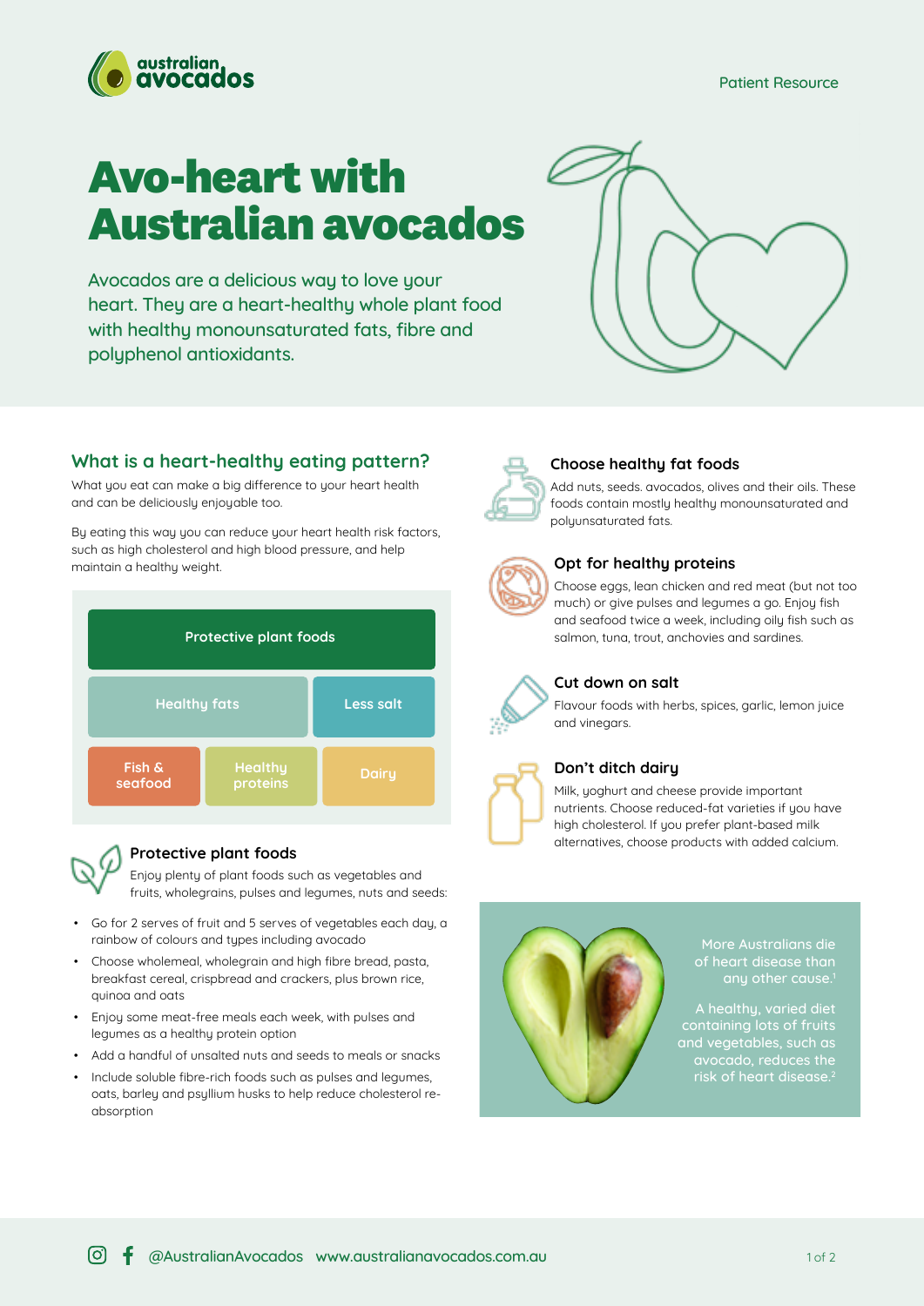Patient Resource

# Avo-heart with Australian avocados

Avocados are a delicious way to love your heart. They are a heart-healthy whole plant food with healthy monounsaturated fats, fibre and polyphenol antioxidants.

## What is a heart-healthy eating pattern?

What you eat can make a big difference to your heart health and can be deliciously enjoyable too.

By eating this way you can reduce your heart health risk factors, such as high cholesterol and high blood pressure, and help maintain a healthy weight.

Protective plant foods

Healthy fats | Less salt

Fish & seafood | Healthy proteins | Dairy

### Protective plant foods

Enjoy plenty of plant foods such as vegetables and fruits, wholegrains, pulses and legumes, nuts and seeds:

- Go for 2 serves of fruit and 5 serves of vegetables each day, a rainbow of colours and types including avocado
- Choose wholemeal, wholegrain and high fibre bread, pasta, breakfast cereal, crispbread and crackers, plus brown rice, quinoa and oats
- Enjoy some meat-free meals each week, with pulses and legumes as a healthy protein option
- Add a handful of unsalted nuts and seeds to meals or snacks
- Include soluble fibre-rich foods such as pulses and legumes, oats, barley and psyllium husks to help reduce cholesterol re-absorption

### Choose healthy fat foods

Add nuts, seeds. avocados, olives and their oils. These foods contain mostly healthy monounsaturated and polyunsaturated fats.

### Opt for healthy proteins

Choose eggs, lean chicken and red meat (but not too much) or give pulses and legumes a go. Enjoy fish and seafood twice a week, including oily fish such as salmon, tuna, trout, anchovies and sardines.

### Cut down on salt

Flavour foods with herbs, spices, garlic, lemon juice and vinegars.

### Don't ditch dairy

Milk, yoghurt and cheese provide important nutrients. Choose reduced-fat varieties if you have high cholesterol. If you prefer plant-based milk alternatives, choose products with added calcium.

More Australians die of heart disease than any other cause.[1]

A healthy, varied diet containing lots of fruits and vegetables, such as avocado, reduces the risk of heart disease.[2]

@AustralianAvocados www.australianavocados.com.au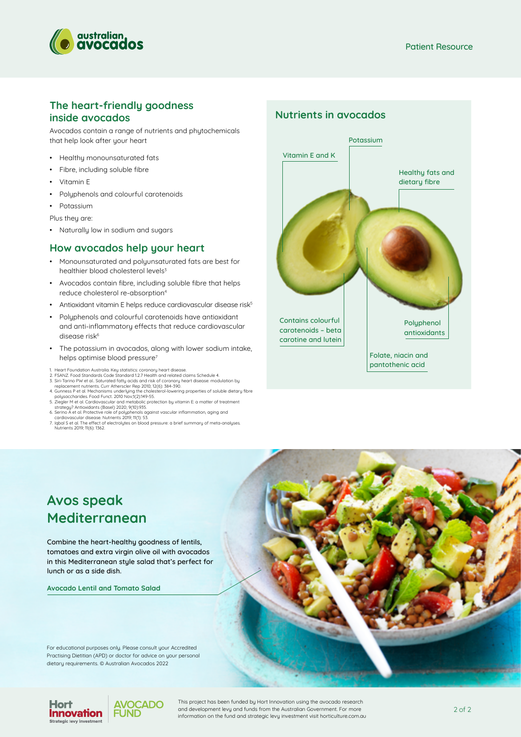Patient Resource

## The heart-friendly goodness inside avocados

Avocados contain a range of nutrients and phytochemicals that help look after your heart

- Healthy monounsaturated fats
- Fibre, including soluble fibre
- Vitamin E
- Polyphenols and colourful carotenoids
- Potassium

Plus they are:

- Naturally low in sodium and sugars

## How avocados help your heart

- Monounsaturated and polyunsaturated fats are best for healthier blood cholesterol levels[3]
- Avocados contain fibre, including soluble fibre that helps reduce cholesterol re-absorption[4]
- Antioxidant vitamin E helps reduce cardiovascular disease risk[5]
- Polyphenols and colourful carotenoids have antioxidant and anti-inflammatory effects that reduce cardiovascular disease risk[6]
- The potassium in avocados, along with lower sodium intake, helps optimise blood pressure[7]

1. Heart Foundation Australia. Key statistics: coronary heart disease.
2. FSANZ. Food Standards Code Standard 1.2.7 Health and related claims Schedule 4.
3. Siri-Tarino PW et al.. Saturated fatty acids and risk of coronary heart disease: modulation by replacement nutrients. Curr Atherscler Rep 2010; 12(6): 384-390.
4. Gunness P et al. Mechanisms underlying the cholesterol-lowering properties of soluble dietary fibre polysaccharides. Food Funct. 2010 Nov;1(2):149-55.
5. Ziegler M et al. Cardiovascular and metabolic protection by vitamin E: a matter of treatment strategy? Antioxidants (Basel) 2020; 9(10):935.
6. Serino A et al. Protective role of polyphenols against vascular inflammation, aging and cardiovascular disease. Nutrients 2019; 11(1): 53.
7. Iqbal S et al. The effect of electrolytes on blood pressure: a brief summary of meta-analyses. Nutrients 2019; 11(6): 1362.

## Nutrients in avocados

Vitamin E and K

Potassium

Healthy fats and dietary fibre

Contains colourful carotenoids – beta carotine and lutein

Polyphenol antioxidants

Folate, niacin and pantothenic acid

## Avos speak Mediterranean

Combine the heart-healthy goodness of lentils, tomatoes and extra virgin olive oil with avocados in this Mediterranean style salad that's perfect for lunch or as a side dish.

**Avocado Lentil and Tomato Salad**

For educational purposes only. Please consult your Accredited Practising Dietitian (APD) or doctor for advice on your personal dietary requirements. © Australian Avocados 2022

This project has been funded by Hort Innovation using the avocado research and development levy and funds from the Australian Government. For more information on the fund and strategic levy investment visit horticulture.com.au